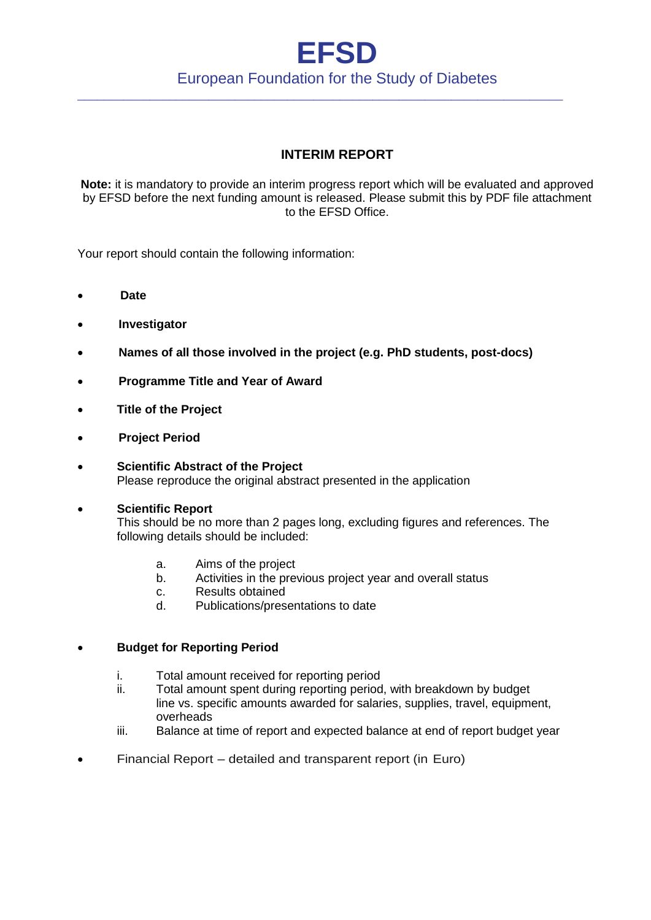# EFSD

European Foundation for the Study of Diabetes

---

## INTERIM REPORT

**Note:** it is mandatory to provide an interim progress report which will be evaluated and approved by EFSD before the next funding amount is released. Please submit this by PDF file attachment to the EFSD Office.

Your report should contain the following information:

- **Date**
- **Investigator**
- **Names of all those involved in the project (e.g. PhD students, post-docs)**
- **Programme Title and Year of Award**
- **Title of the Project**
- **Project Period**
- **Scientific Abstract of the Project**
  Please reproduce the original abstract presented in the application
- **Scientific Report**
  This should be no more than 2 pages long, excluding figures and references. The following details should be included:

  a. Aims of the project
  b. Activities in the previous project year and overall status
  c. Results obtained
  d. Publications/presentations to date

- **Budget for Reporting Period**

  i. Total amount received for reporting period
  ii. Total amount spent during reporting period, with breakdown by budget line vs. specific amounts awarded for salaries, supplies, travel, equipment, overheads
  iii. Balance at time of report and expected balance at end of report budget year

- Financial Report – detailed and transparent report (in Euro)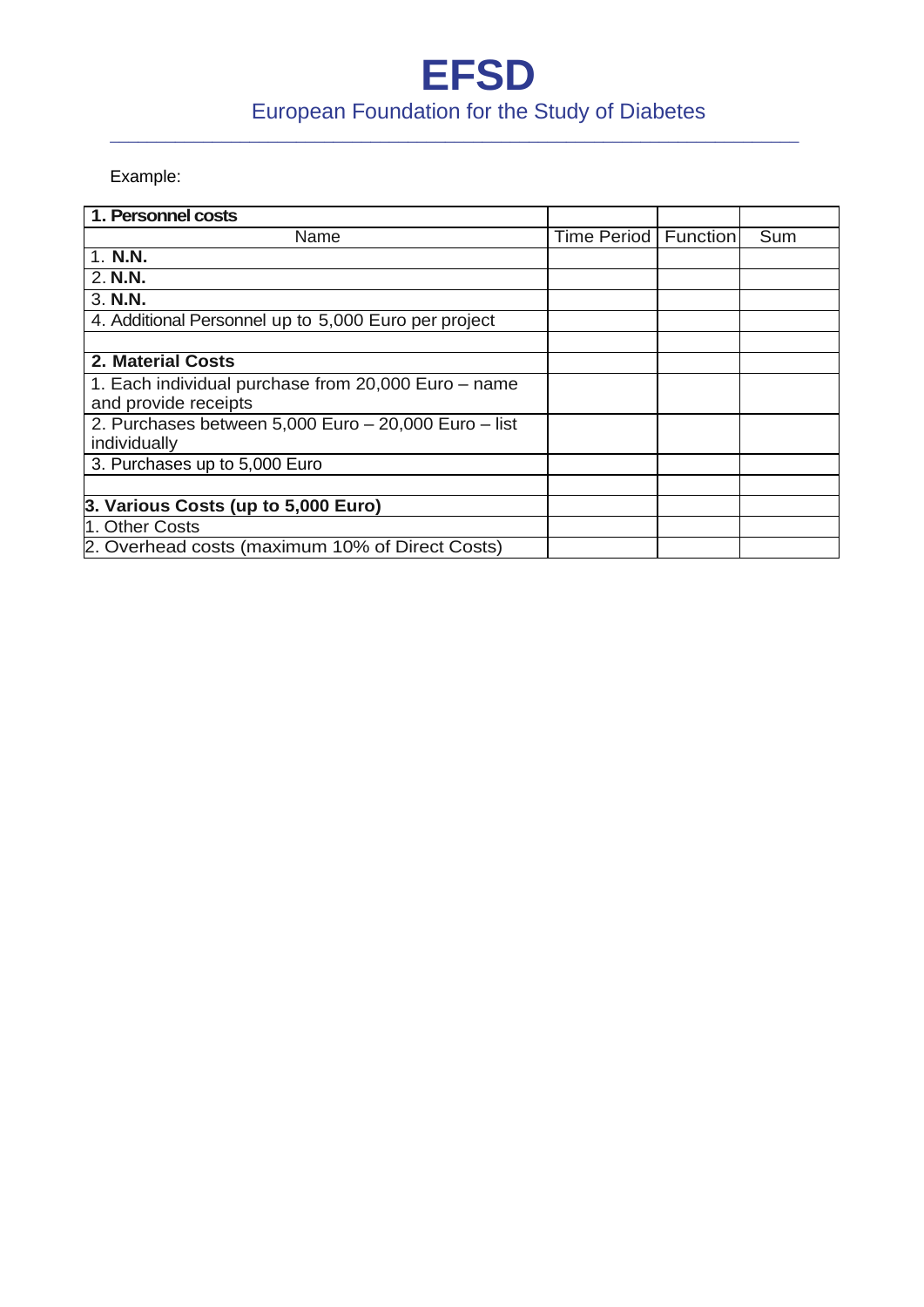# EFSD

European Foundation for the Study of Diabetes

Example:

| **1. Personnel costs** | | | |
|---|---|---|---|
| Name | Time Period | Function | Sum |
| 1. **N.N.** | | | |
| 2. **N.N.** | | | |
| 3. **N.N.** | | | |
| 4. Additional Personnel up to 5,000 Euro per project | | | |
| | | | |
| **2. Material Costs** | | | |
| 1. Each individual purchase from 20,000 Euro – name and provide receipts | | | |
| 2. Purchases between 5,000 Euro – 20,000 Euro – list individually | | | |
| 3. Purchases up to 5,000 Euro | | | |
| | | | |
| **3. Various Costs (up to 5,000 Euro)** | | | |
| 1. Other Costs | | | |
| 2. Overhead costs (maximum 10% of Direct Costs) | | | |